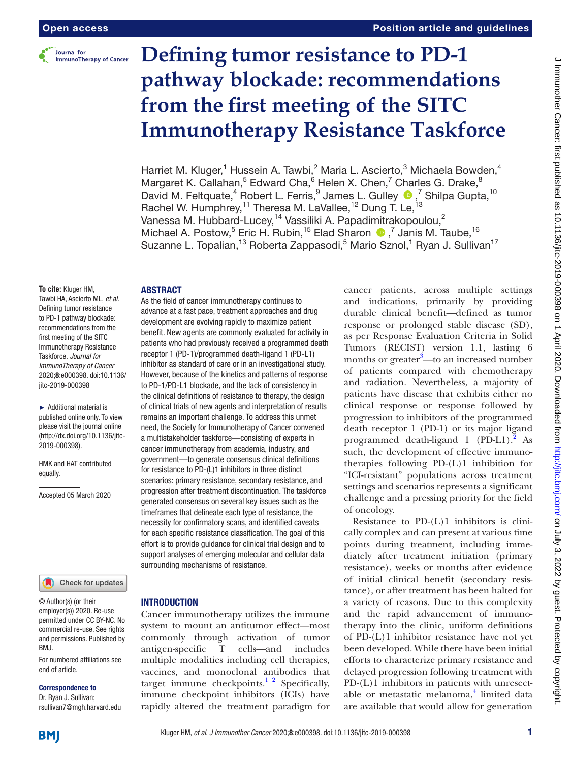# Defining tumor resistance to PD-1 pathway blockade: recommendations from the first meeting of the SITC Immunotherapy Resistance Taskforce

Harriet M. Kluger,[1] Hussein A. Tawbi,[2] Maria L. Ascierto,[3] Michaela Bowden,[4] Margaret K. Callahan,[5] Edward Cha,[6] Helen X. Chen,[7] Charles G. Drake,[8] David M. Feltquate,[4] Robert L. Ferris,[9] James L. Gulley,[7] Shilpa Gupta,[10] Rachel W. Humphrey,[11] Theresa M. LaVallee,[12] Dung T. Le,[13] Vanessa M. Hubbard-Lucey,[14] Vassiliki A. Papadimitrakopoulou,[2] Michael A. Postow,[5] Eric H. Rubin,[15] Elad Sharon,[7] Janis M. Taube,[16] Suzanne L. Topalian,[13] Roberta Zappasodi,[5] Mario Sznol,[1] Ryan J. Sullivan[17]

**To cite:** Kluger HM, Tawbi HA, Ascierto ML, *et al*. Defining tumor resistance to PD-1 pathway blockade: recommendations from the first meeting of the SITC Immunotherapy Resistance Taskforce. *Journal for ImmunoTherapy of Cancer* 2020;**8**:e000398. doi:10.1136/jitc-2019-000398

► Additional material is published online only. To view please visit the journal online (http://dx.doi.org/10.1136/jitc-2019-000398).

HMK and HAT contributed equally.

Accepted 05 March 2020

© Author(s) (or their employer(s)) 2020. Re-use permitted under CC BY-NC. No commercial re-use. See rights and permissions. Published by BMJ.

For numbered affiliations see end of article.

**Correspondence to**
Dr. Ryan J. Sullivan; rsullivan7@mgh.harvard.edu

## ABSTRACT

As the field of cancer immunotherapy continues to advance at a fast pace, treatment approaches and drug development are evolving rapidly to maximize patient benefit. New agents are commonly evaluated for activity in patients who had previously received a programmed death receptor 1 (PD-1)/programmed death-ligand 1 (PD-L1) inhibitor as standard of care or in an investigational study. However, because of the kinetics and patterns of response to PD-1/PD-L1 blockade, and the lack of consistency in the clinical definitions of resistance to therapy, the design of clinical trials of new agents and interpretation of results remains an important challenge. To address this unmet need, the Society for Immunotherapy of Cancer convened a multistakeholder taskforce—consisting of experts in cancer immunotherapy from academia, industry, and government—to generate consensus clinical definitions for resistance to PD-(L)1 inhibitors in three distinct scenarios: primary resistance, secondary resistance, and progression after treatment discontinuation. The taskforce generated consensus on several key issues such as the timeframes that delineate each type of resistance, the necessity for confirmatory scans, and identified caveats for each specific resistance classification. The goal of this effort is to provide guidance for clinical trial design and to support analyses of emerging molecular and cellular data surrounding mechanisms of resistance.

## INTRODUCTION

Cancer immunotherapy utilizes the immune system to mount an antitumor effect—most commonly through activation of tumor antigen-specific T cells—and includes multiple modalities including cell therapies, vaccines, and monoclonal antibodies that target immune checkpoints.[1,2] Specifically, immune checkpoint inhibitors (ICIs) have rapidly altered the treatment paradigm for cancer patients, across multiple settings and indications, primarily by providing durable clinical benefit—defined as tumor response or prolonged stable disease (SD), as per Response Evaluation Criteria in Solid Tumors (RECIST) version 1.1, lasting 6 months or greater[3]—to an increased number of patients compared with chemotherapy and radiation. Nevertheless, a majority of patients have disease that exhibits either no clinical response or response followed by progression to inhibitors of the programmed death receptor 1 (PD-1) or its major ligand programmed death-ligand 1 (PD-L1).[2] As such, the development of effective immunotherapies following PD-(L)1 inhibition for "ICI-resistant" populations across treatment settings and scenarios represents a significant challenge and a pressing priority for the field of oncology.

Resistance to PD-(L)1 inhibitors is clinically complex and can present at various time points during treatment, including immediately after treatment initiation (primary resistance), weeks or months after evidence of initial clinical benefit (secondary resistance), or after treatment has been halted for a variety of reasons. Due to this complexity and the rapid advancement of immunotherapy into the clinic, uniform definitions of PD-(L)1 inhibitor resistance have not yet been developed. While there have been initial efforts to characterize primary resistance and delayed progression following treatment with PD-(L)1 inhibitors in patients with unresectable or metastatic melanoma,[4] limited data are available that would allow for generation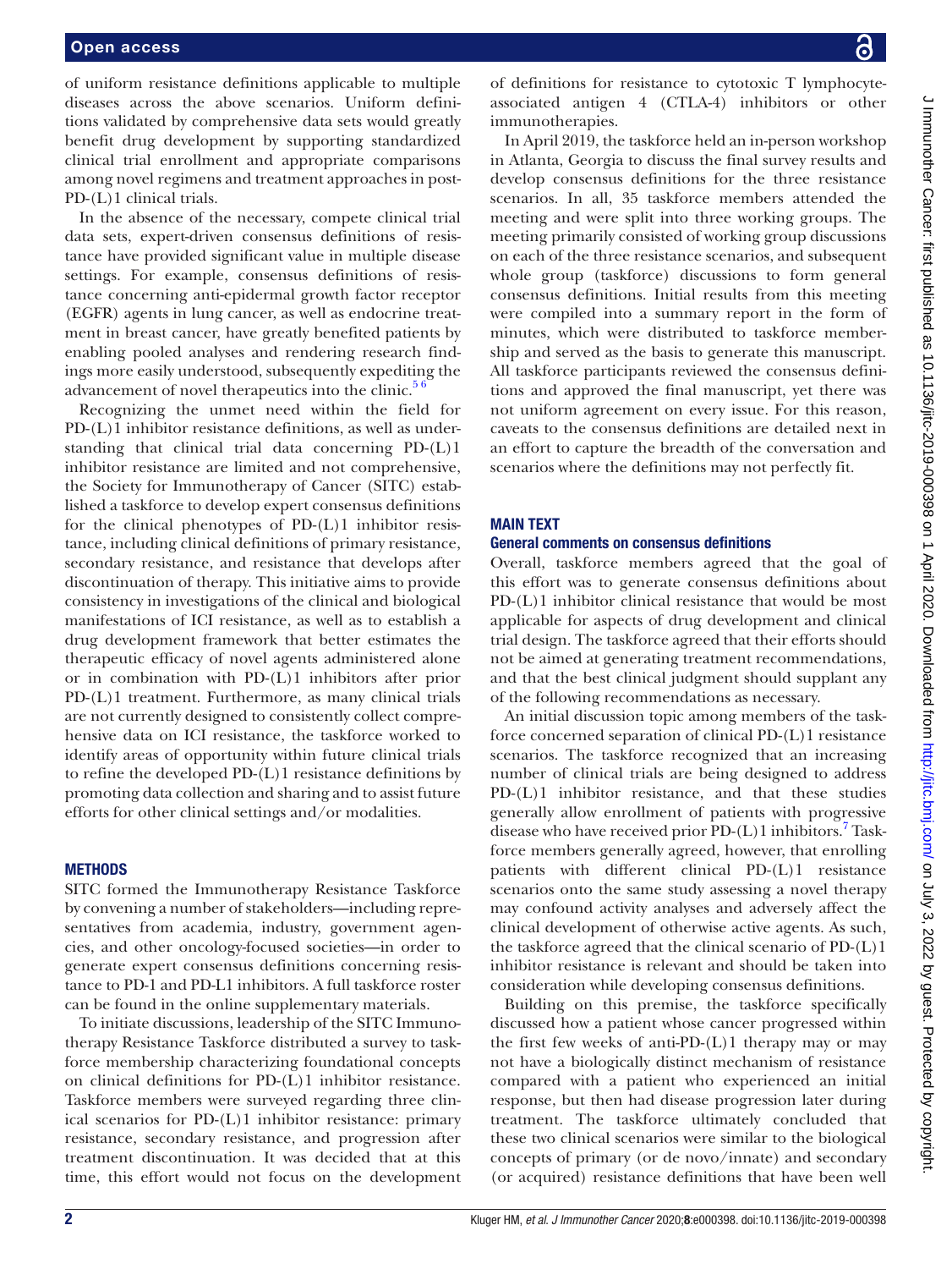of uniform resistance definitions applicable to multiple diseases across the above scenarios. Uniform definitions validated by comprehensive data sets would greatly benefit drug development by supporting standardized clinical trial enrollment and appropriate comparisons among novel regimens and treatment approaches in post-PD-(L)1 clinical trials.

In the absence of the necessary, compete clinical trial data sets, expert-driven consensus definitions of resistance have provided significant value in multiple disease settings. For example, consensus definitions of resistance concerning anti-epidermal growth factor receptor (EGFR) agents in lung cancer, as well as endocrine treatment in breast cancer, have greatly benefited patients by enabling pooled analyses and rendering research findings more easily understood, subsequently expediting the advancement of novel therapeutics into the clinic.[5 6]

Recognizing the unmet need within the field for PD-(L)1 inhibitor resistance definitions, as well as understanding that clinical trial data concerning PD-(L)1 inhibitor resistance are limited and not comprehensive, the Society for Immunotherapy of Cancer (SITC) established a taskforce to develop expert consensus definitions for the clinical phenotypes of PD-(L)1 inhibitor resistance, including clinical definitions of primary resistance, secondary resistance, and resistance that develops after discontinuation of therapy. This initiative aims to provide consistency in investigations of the clinical and biological manifestations of ICI resistance, as well as to establish a drug development framework that better estimates the therapeutic efficacy of novel agents administered alone or in combination with PD-(L)1 inhibitors after prior PD-(L)1 treatment. Furthermore, as many clinical trials are not currently designed to consistently collect comprehensive data on ICI resistance, the taskforce worked to identify areas of opportunity within future clinical trials to refine the developed PD-(L)1 resistance definitions by promoting data collection and sharing and to assist future efforts for other clinical settings and/or modalities.

## METHODS

SITC formed the Immunotherapy Resistance Taskforce by convening a number of stakeholders—including representatives from academia, industry, government agencies, and other oncology-focused societies—in order to generate expert consensus definitions concerning resistance to PD-1 and PD-L1 inhibitors. A full taskforce roster can be found in the online supplementary materials.

To initiate discussions, leadership of the SITC Immunotherapy Resistance Taskforce distributed a survey to taskforce membership characterizing foundational concepts on clinical definitions for PD-(L)1 inhibitor resistance. Taskforce members were surveyed regarding three clinical scenarios for PD-(L)1 inhibitor resistance: primary resistance, secondary resistance, and progression after treatment discontinuation. It was decided that at this time, this effort would not focus on the development of definitions for resistance to cytotoxic T lymphocyte-associated antigen 4 (CTLA-4) inhibitors or other immunotherapies.

In April 2019, the taskforce held an in-person workshop in Atlanta, Georgia to discuss the final survey results and develop consensus definitions for the three resistance scenarios. In all, 35 taskforce members attended the meeting and were split into three working groups. The meeting primarily consisted of working group discussions on each of the three resistance scenarios, and subsequent whole group (taskforce) discussions to form general consensus definitions. Initial results from this meeting were compiled into a summary report in the form of minutes, which were distributed to taskforce membership and served as the basis to generate this manuscript. All taskforce participants reviewed the consensus definitions and approved the final manuscript, yet there was not uniform agreement on every issue. For this reason, caveats to the consensus definitions are detailed next in an effort to capture the breadth of the conversation and scenarios where the definitions may not perfectly fit.

## MAIN TEXT

### General comments on consensus definitions

Overall, taskforce members agreed that the goal of this effort was to generate consensus definitions about PD-(L)1 inhibitor clinical resistance that would be most applicable for aspects of drug development and clinical trial design. The taskforce agreed that their efforts should not be aimed at generating treatment recommendations, and that the best clinical judgment should supplant any of the following recommendations as necessary.

An initial discussion topic among members of the taskforce concerned separation of clinical PD-(L)1 resistance scenarios. The taskforce recognized that an increasing number of clinical trials are being designed to address PD-(L)1 inhibitor resistance, and that these studies generally allow enrollment of patients with progressive disease who have received prior PD-(L)1 inhibitors.[7] Taskforce members generally agreed, however, that enrolling patients with different clinical PD-(L)1 resistance scenarios onto the same study assessing a novel therapy may confound activity analyses and adversely affect the clinical development of otherwise active agents. As such, the taskforce agreed that the clinical scenario of PD-(L)1 inhibitor resistance is relevant and should be taken into consideration while developing consensus definitions.

Building on this premise, the taskforce specifically discussed how a patient whose cancer progressed within the first few weeks of anti-PD-(L)1 therapy may or may not have a biologically distinct mechanism of resistance compared with a patient who experienced an initial response, but then had disease progression later during treatment. The taskforce ultimately concluded that these two clinical scenarios were similar to the biological concepts of primary (or de novo/innate) and secondary (or acquired) resistance definitions that have been well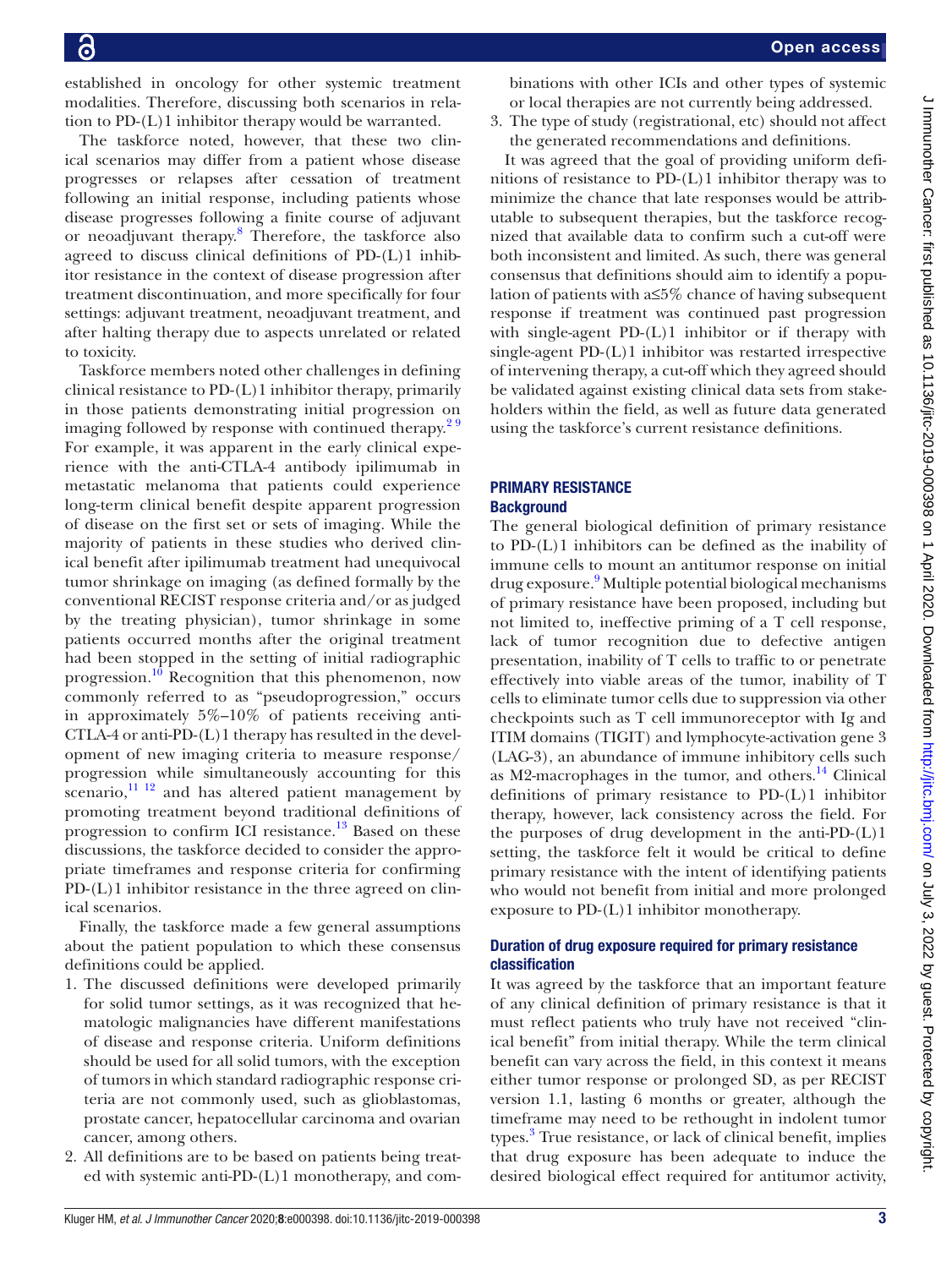established in oncology for other systemic treatment modalities. Therefore, discussing both scenarios in relation to PD-(L)1 inhibitor therapy would be warranted.

The taskforce noted, however, that these two clinical scenarios may differ from a patient whose disease progresses or relapses after cessation of treatment following an initial response, including patients whose disease progresses following a finite course of adjuvant or neoadjuvant therapy.[8] Therefore, the taskforce also agreed to discuss clinical definitions of PD-(L)1 inhibitor resistance in the context of disease progression after treatment discontinuation, and more specifically for four settings: adjuvant treatment, neoadjuvant treatment, and after halting therapy due to aspects unrelated or related to toxicity.

Taskforce members noted other challenges in defining clinical resistance to PD-(L)1 inhibitor therapy, primarily in those patients demonstrating initial progression on imaging followed by response with continued therapy.[2 9] For example, it was apparent in the early clinical experience with the anti-CTLA-4 antibody ipilimumab in metastatic melanoma that patients could experience long-term clinical benefit despite apparent progression of disease on the first set or sets of imaging. While the majority of patients in these studies who derived clinical benefit after ipilimumab treatment had unequivocal tumor shrinkage on imaging (as defined formally by the conventional RECIST response criteria and/or as judged by the treating physician), tumor shrinkage in some patients occurred months after the original treatment had been stopped in the setting of initial radiographic progression.[10] Recognition that this phenomenon, now commonly referred to as "pseudoprogression," occurs in approximately 5%–10% of patients receiving anti-CTLA-4 or anti-PD-(L)1 therapy has resulted in the development of new imaging criteria to measure response/progression while simultaneously accounting for this scenario,[11 12] and has altered patient management by promoting treatment beyond traditional definitions of progression to confirm ICI resistance.[13] Based on these discussions, the taskforce decided to consider the appropriate timeframes and response criteria for confirming PD-(L)1 inhibitor resistance in the three agreed on clinical scenarios.

Finally, the taskforce made a few general assumptions about the patient population to which these consensus definitions could be applied.

1. The discussed definitions were developed primarily for solid tumor settings, as it was recognized that hematologic malignancies have different manifestations of disease and response criteria. Uniform definitions should be used for all solid tumors, with the exception of tumors in which standard radiographic response criteria are not commonly used, such as glioblastomas, prostate cancer, hepatocellular carcinoma and ovarian cancer, among others.
2. All definitions are to be based on patients being treated with systemic anti-PD-(L)1 monotherapy, and combinations with other ICIs and other types of systemic or local therapies are not currently being addressed.
3. The type of study (registrational, etc) should not affect the generated recommendations and definitions.

It was agreed that the goal of providing uniform definitions of resistance to PD-(L)1 inhibitor therapy was to minimize the chance that late responses would be attributable to subsequent therapies, but the taskforce recognized that available data to confirm such a cut-off were both inconsistent and limited. As such, there was general consensus that definitions should aim to identify a population of patients with a≤5% chance of having subsequent response if treatment was continued past progression with single-agent PD-(L)1 inhibitor or if therapy with single-agent PD-(L)1 inhibitor was restarted irrespective of intervening therapy, a cut-off which they agreed should be validated against existing clinical data sets from stakeholders within the field, as well as future data generated using the taskforce's current resistance definitions.

## PRIMARY RESISTANCE

### Background

The general biological definition of primary resistance to PD-(L)1 inhibitors can be defined as the inability of immune cells to mount an antitumor response on initial drug exposure.[9] Multiple potential biological mechanisms of primary resistance have been proposed, including but not limited to, ineffective priming of a T cell response, lack of tumor recognition due to defective antigen presentation, inability of T cells to traffic to or penetrate effectively into viable areas of the tumor, inability of T cells to eliminate tumor cells due to suppression via other checkpoints such as T cell immunoreceptor with Ig and ITIM domains (TIGIT) and lymphocyte-activation gene 3 (LAG-3), an abundance of immune inhibitory cells such as M2-macrophages in the tumor, and others.[14] Clinical definitions of primary resistance to PD-(L)1 inhibitor therapy, however, lack consistency across the field. For the purposes of drug development in the anti-PD-(L)1 setting, the taskforce felt it would be critical to define primary resistance with the intent of identifying patients who would not benefit from initial and more prolonged exposure to PD-(L)1 inhibitor monotherapy.

### Duration of drug exposure required for primary resistance classification

It was agreed by the taskforce that an important feature of any clinical definition of primary resistance is that it must reflect patients who truly have not received "clinical benefit" from initial therapy. While the term clinical benefit can vary across the field, in this context it means either tumor response or prolonged SD, as per RECIST version 1.1, lasting 6 months or greater, although the timeframe may need to be rethought in indolent tumor types.[3] True resistance, or lack of clinical benefit, implies that drug exposure has been adequate to induce the desired biological effect required for antitumor activity,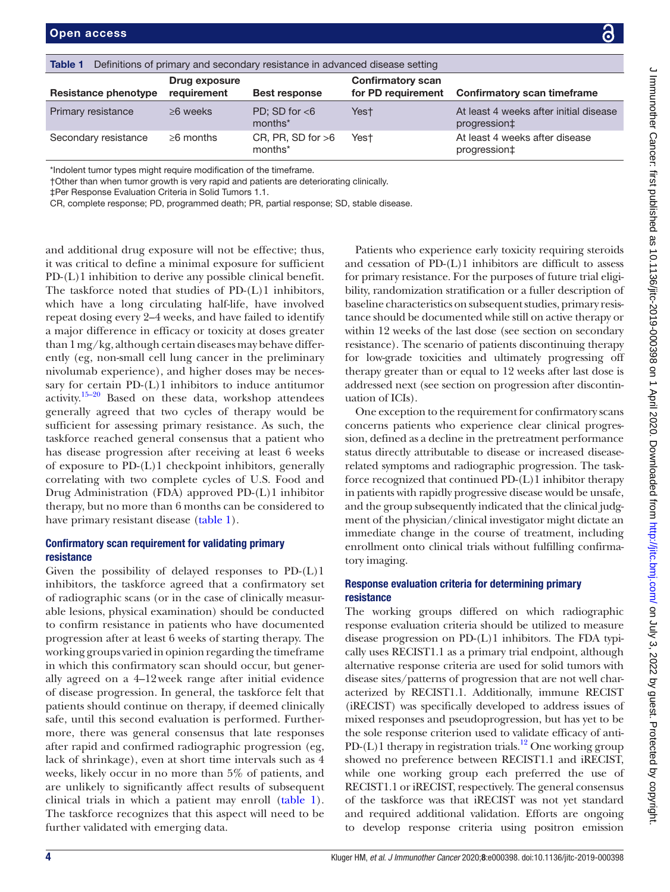**Table 1** Definitions of primary and secondary resistance in advanced disease setting

| Resistance phenotype | Drug exposure requirement | Best response | Confirmatory scan for PD requirement | Confirmatory scan timeframe |
|---|---|---|---|---|
| Primary resistance | ≥6 weeks | PD; SD for <6 months* | Yes† | At least 4 weeks after initial disease progression‡ |
| Secondary resistance | ≥6 months | CR, PR, SD for >6 months* | Yes† | At least 4 weeks after disease progression‡ |

*Indolent tumor types might require modification of the timeframe.

†Other than when tumor growth is very rapid and patients are deteriorating clinically.

‡Per Response Evaluation Criteria in Solid Tumors 1.1.

CR, complete response; PD, programmed death; PR, partial response; SD, stable disease.

and additional drug exposure will not be effective; thus, it was critical to define a minimal exposure for sufficient PD-(L)1 inhibition to derive any possible clinical benefit. The taskforce noted that studies of PD-(L)1 inhibitors, which have a long circulating half-life, have involved repeat dosing every 2–4 weeks, and have failed to identify a major difference in efficacy or toxicity at doses greater than 1 mg/kg, although certain diseases may behave differently (eg, non-small cell lung cancer in the preliminary nivolumab experience), and higher doses may be necessary for certain PD-(L)1 inhibitors to induce antitumor activity.[15–20] Based on these data, workshop attendees generally agreed that two cycles of therapy would be sufficient for assessing primary resistance. As such, the taskforce reached general consensus that a patient who has disease progression after receiving at least 6 weeks of exposure to PD-(L)1 checkpoint inhibitors, generally correlating with two complete cycles of U.S. Food and Drug Administration (FDA) approved PD-(L)1 inhibitor therapy, but no more than 6 months can be considered to have primary resistant disease (table 1).

### Confirmatory scan requirement for validating primary resistance

Given the possibility of delayed responses to PD-(L)1 inhibitors, the taskforce agreed that a confirmatory set of radiographic scans (or in the case of clinically measurable lesions, physical examination) should be conducted to confirm resistance in patients who have documented progression after at least 6 weeks of starting therapy. The working groups varied in opinion regarding the timeframe in which this confirmatory scan should occur, but generally agreed on a 4–12 week range after initial evidence of disease progression. In general, the taskforce felt that patients should continue on therapy, if deemed clinically safe, until this second evaluation is performed. Furthermore, there was general consensus that late responses after rapid and confirmed radiographic progression (eg, lack of shrinkage), even at short time intervals such as 4 weeks, likely occur in no more than 5% of patients, and are unlikely to significantly affect results of subsequent clinical trials in which a patient may enroll (table 1). The taskforce recognizes that this aspect will need to be further validated with emerging data.

Patients who experience early toxicity requiring steroids and cessation of PD-(L)1 inhibitors are difficult to assess for primary resistance. For the purposes of future trial eligibility, randomization stratification or a fuller description of baseline characteristics on subsequent studies, primary resistance should be documented while still on active therapy or within 12 weeks of the last dose (see section on secondary resistance). The scenario of patients discontinuing therapy for low-grade toxicities and ultimately progressing off therapy greater than or equal to 12 weeks after last dose is addressed next (see section on progression after discontinuation of ICIs).

One exception to the requirement for confirmatory scans concerns patients who experience clear clinical progression, defined as a decline in the pretreatment performance status directly attributable to disease or increased disease-related symptoms and radiographic progression. The taskforce recognized that continued PD-(L)1 inhibitor therapy in patients with rapidly progressive disease would be unsafe, and the group subsequently indicated that the clinical judgment of the physician/clinical investigator might dictate an immediate change in the course of treatment, including enrollment onto clinical trials without fulfilling confirmatory imaging.

### Response evaluation criteria for determining primary resistance

The working groups differed on which radiographic response evaluation criteria should be utilized to measure disease progression on PD-(L)1 inhibitors. The FDA typically uses RECIST1.1 as a primary trial endpoint, although alternative response criteria are used for solid tumors with disease sites/patterns of progression that are not well characterized by RECIST1.1. Additionally, immune RECIST (iRECIST) was specifically developed to address issues of mixed responses and pseudoprogression, but has yet to be the sole response criterion used to validate efficacy of anti-PD-(L)1 therapy in registration trials.[12] One working group showed no preference between RECIST1.1 and iRECIST, while one working group each preferred the use of RECIST1.1 or iRECIST, respectively. The general consensus of the taskforce was that iRECIST was not yet standard and required additional validation. Efforts are ongoing to develop response criteria using positron emission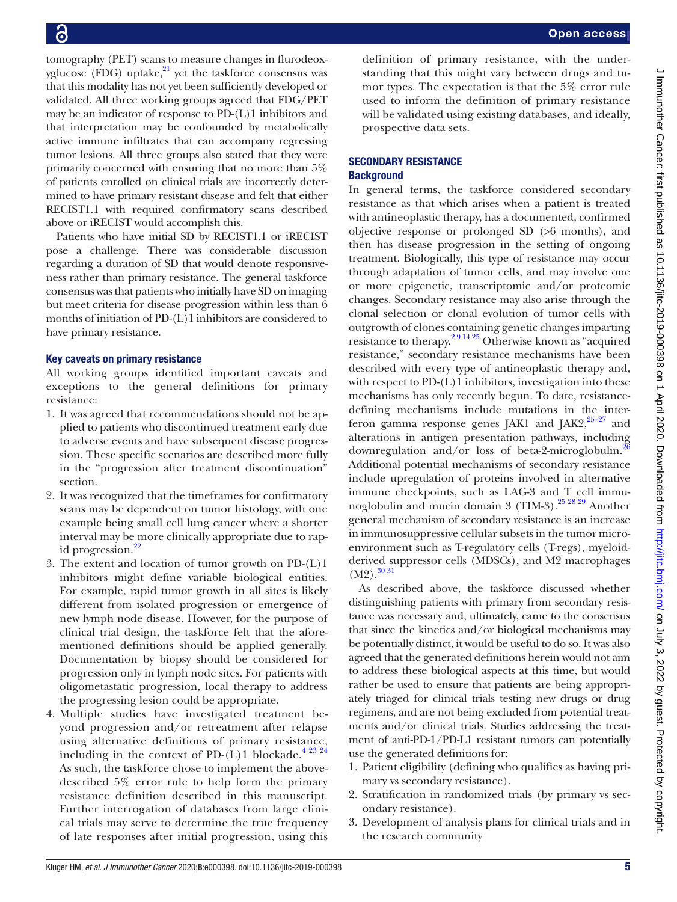tomography (PET) scans to measure changes in flurodeoxyglucose (FDG) uptake,[21] yet the taskforce consensus was that this modality has not yet been sufficiently developed or validated. All three working groups agreed that FDG/PET may be an indicator of response to PD-(L)1 inhibitors and that interpretation may be confounded by metabolically active immune infiltrates that can accompany regressing tumor lesions. All three groups also stated that they were primarily concerned with ensuring that no more than 5% of patients enrolled on clinical trials are incorrectly determined to have primary resistant disease and felt that either RECIST1.1 with required confirmatory scans described above or iRECIST would accomplish this.

Patients who have initial SD by RECIST1.1 or iRECIST pose a challenge. There was considerable discussion regarding a duration of SD that would denote responsiveness rather than primary resistance. The general taskforce consensus was that patients who initially have SD on imaging but meet criteria for disease progression within less than 6 months of initiation of PD-(L)1 inhibitors are considered to have primary resistance.

### Key caveats on primary resistance

All working groups identified important caveats and exceptions to the general definitions for primary resistance:

1. It was agreed that recommendations should not be applied to patients who discontinued treatment early due to adverse events and have subsequent disease progression. These specific scenarios are described more fully in the "progression after treatment discontinuation" section.
2. It was recognized that the timeframes for confirmatory scans may be dependent on tumor histology, with one example being small cell lung cancer where a shorter interval may be more clinically appropriate due to rapid progression.[22]
3. The extent and location of tumor growth on PD-(L)1 inhibitors might define variable biological entities. For example, rapid tumor growth in all sites is likely different from isolated progression or emergence of new lymph node disease. However, for the purpose of clinical trial design, the taskforce felt that the aforementioned definitions should be applied generally. Documentation by biopsy should be considered for progression only in lymph node sites. For patients with oligometastatic progression, local therapy to address the progressing lesion could be appropriate.
4. Multiple studies have investigated treatment beyond progression and/or retreatment after relapse using alternative definitions of primary resistance, including in the context of PD-(L)1 blockade.[4 23 24] As such, the taskforce chose to implement the above-described 5% error rule to help form the primary resistance definition described in this manuscript. Further interrogation of databases from large clinical trials may serve to determine the true frequency of late responses after initial progression, using this definition of primary resistance, with the understanding that this might vary between drugs and tumor types. The expectation is that the 5% error rule used to inform the definition of primary resistance will be validated using existing databases, and ideally, prospective data sets.

## SECONDARY RESISTANCE

### Background

In general terms, the taskforce considered secondary resistance as that which arises when a patient is treated with antineoplastic therapy, has a documented, confirmed objective response or prolonged SD (>6 months), and then has disease progression in the setting of ongoing treatment. Biologically, this type of resistance may occur through adaptation of tumor cells, and may involve one or more epigenetic, transcriptomic and/or proteomic changes. Secondary resistance may also arise through the clonal selection or clonal evolution of tumor cells with outgrowth of clones containing genetic changes imparting resistance to therapy.[2 9 14 25] Otherwise known as "acquired resistance," secondary resistance mechanisms have been described with every type of antineoplastic therapy and, with respect to PD-(L)1 inhibitors, investigation into these mechanisms has only recently begun. To date, resistance-defining mechanisms include mutations in the interferon gamma response genes JAK1 and JAK2,[25–27] and alterations in antigen presentation pathways, including downregulation and/or loss of beta-2-microglobulin.[26] Additional potential mechanisms of secondary resistance include upregulation of proteins involved in alternative immune checkpoints, such as LAG-3 and T cell immunoglobulin and mucin domain 3 (TIM-3).[25 28 29] Another general mechanism of secondary resistance is an increase in immunosuppressive cellular subsets in the tumor microenvironment such as T-regulatory cells (T-regs), myeloid-derived suppressor cells (MDSCs), and M2 macrophages (M2).[30 31]

As described above, the taskforce discussed whether distinguishing patients with primary from secondary resistance was necessary and, ultimately, came to the consensus that since the kinetics and/or biological mechanisms may be potentially distinct, it would be useful to do so. It was also agreed that the generated definitions herein would not aim to address these biological aspects at this time, but would rather be used to ensure that patients are being appropriately triaged for clinical trials testing new drugs or drug regimens, and are not being excluded from potential treatments and/or clinical trials. Studies addressing the treatment of anti-PD-1/PD-L1 resistant tumors can potentially use the generated definitions for:

1. Patient eligibility (defining who qualifies as having primary vs secondary resistance).
2. Stratification in randomized trials (by primary vs secondary resistance).
3. Development of analysis plans for clinical trials and in the research community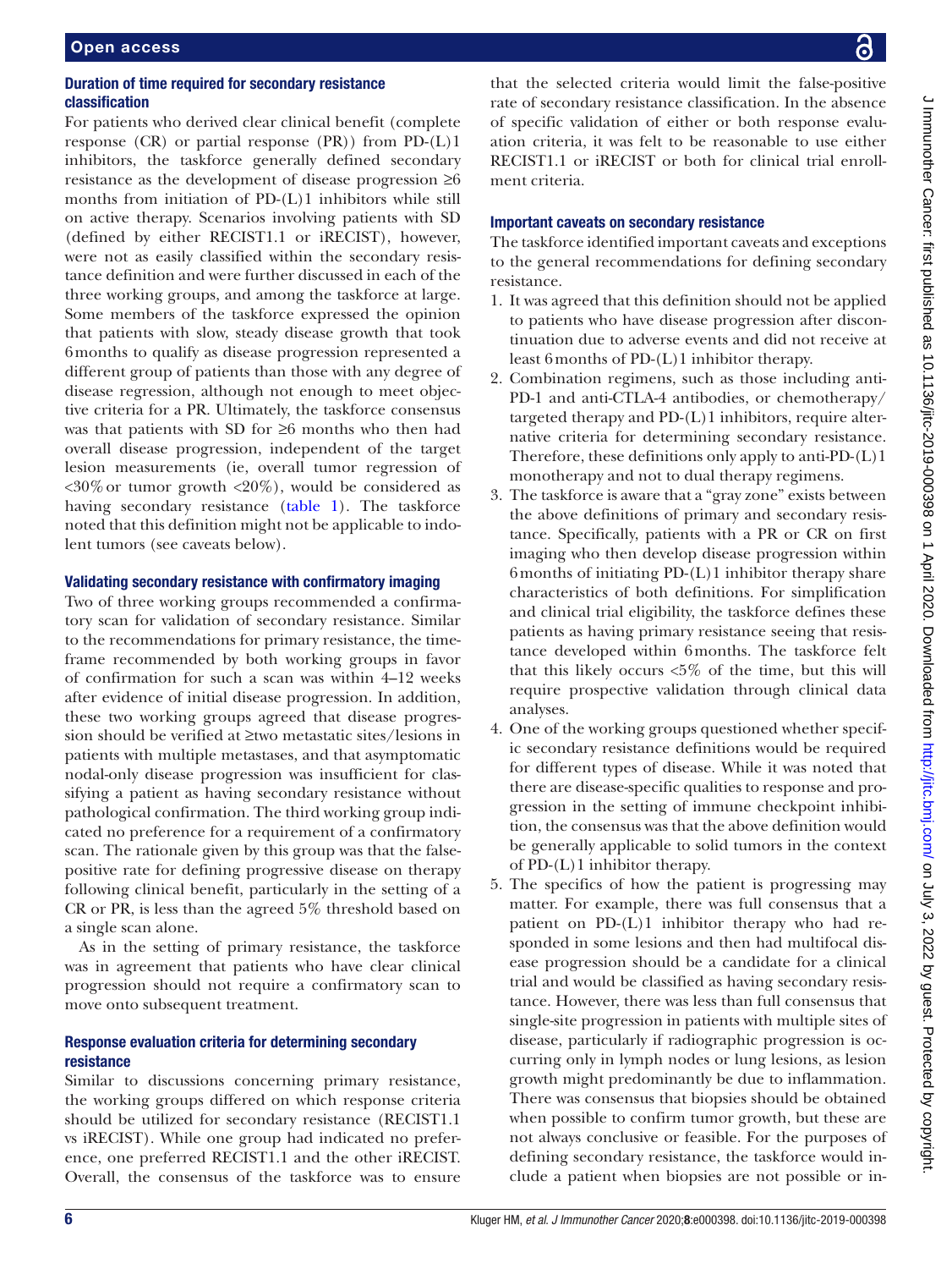### Duration of time required for secondary resistance classification

For patients who derived clear clinical benefit (complete response (CR) or partial response (PR)) from PD-(L)1 inhibitors, the taskforce generally defined secondary resistance as the development of disease progression ≥6 months from initiation of PD-(L)1 inhibitors while still on active therapy. Scenarios involving patients with SD (defined by either RECIST1.1 or iRECIST), however, were not as easily classified within the secondary resistance definition and were further discussed in each of the three working groups, and among the taskforce at large. Some members of the taskforce expressed the opinion that patients with slow, steady disease growth that took 6 months to qualify as disease progression represented a different group of patients than those with any degree of disease regression, although not enough to meet objective criteria for a PR. Ultimately, the taskforce consensus was that patients with SD for ≥6 months who then had overall disease progression, independent of the target lesion measurements (ie, overall tumor regression of <30% or tumor growth <20%), would be considered as having secondary resistance (table 1). The taskforce noted that this definition might not be applicable to indolent tumors (see caveats below).

### Validating secondary resistance with confirmatory imaging

Two of three working groups recommended a confirmatory scan for validation of secondary resistance. Similar to the recommendations for primary resistance, the timeframe recommended by both working groups in favor of confirmation for such a scan was within 4–12 weeks after evidence of initial disease progression. In addition, these two working groups agreed that disease progression should be verified at ≥two metastatic sites/lesions in patients with multiple metastases, and that asymptomatic nodal-only disease progression was insufficient for classifying a patient as having secondary resistance without pathological confirmation. The third working group indicated no preference for a requirement of a confirmatory scan. The rationale given by this group was that the false-positive rate for defining progressive disease on therapy following clinical benefit, particularly in the setting of a CR or PR, is less than the agreed 5% threshold based on a single scan alone.

As in the setting of primary resistance, the taskforce was in agreement that patients who have clear clinical progression should not require a confirmatory scan to move onto subsequent treatment.

### Response evaluation criteria for determining secondary resistance

Similar to discussions concerning primary resistance, the working groups differed on which response criteria should be utilized for secondary resistance (RECIST1.1 vs iRECIST). While one group had indicated no preference, one preferred RECIST1.1 and the other iRECIST. Overall, the consensus of the taskforce was to ensure that the selected criteria would limit the false-positive rate of secondary resistance classification. In the absence of specific validation of either or both response evaluation criteria, it was felt to be reasonable to use either RECIST1.1 or iRECIST or both for clinical trial enrollment criteria.

### Important caveats on secondary resistance

The taskforce identified important caveats and exceptions to the general recommendations for defining secondary resistance.

1. It was agreed that this definition should not be applied to patients who have disease progression after discontinuation due to adverse events and did not receive at least 6 months of PD-(L)1 inhibitor therapy.
2. Combination regimens, such as those including anti-PD-1 and anti-CTLA-4 antibodies, or chemotherapy/targeted therapy and PD-(L)1 inhibitors, require alternative criteria for determining secondary resistance. Therefore, these definitions only apply to anti-PD-(L)1 monotherapy and not to dual therapy regimens.
3. The taskforce is aware that a "gray zone" exists between the above definitions of primary and secondary resistance. Specifically, patients with a PR or CR on first imaging who then develop disease progression within 6 months of initiating PD-(L)1 inhibitor therapy share characteristics of both definitions. For simplification and clinical trial eligibility, the taskforce defines these patients as having primary resistance seeing that resistance developed within 6 months. The taskforce felt that this likely occurs <5% of the time, but this will require prospective validation through clinical data analyses.
4. One of the working groups questioned whether specific secondary resistance definitions would be required for different types of disease. While it was noted that there are disease-specific qualities to response and progression in the setting of immune checkpoint inhibition, the consensus was that the above definition would be generally applicable to solid tumors in the context of PD-(L)1 inhibitor therapy.
5. The specifics of how the patient is progressing may matter. For example, there was full consensus that a patient on PD-(L)1 inhibitor therapy who had responded in some lesions and then had multifocal disease progression should be a candidate for a clinical trial and would be classified as having secondary resistance. However, there was less than full consensus that single-site progression in patients with multiple sites of disease, particularly if radiographic progression is occurring only in lymph nodes or lung lesions, as lesion growth might predominantly be due to inflammation. There was consensus that biopsies should be obtained when possible to confirm tumor growth, but these are not always conclusive or feasible. For the purposes of defining secondary resistance, the taskforce would include a patient when biopsies are not possible or in-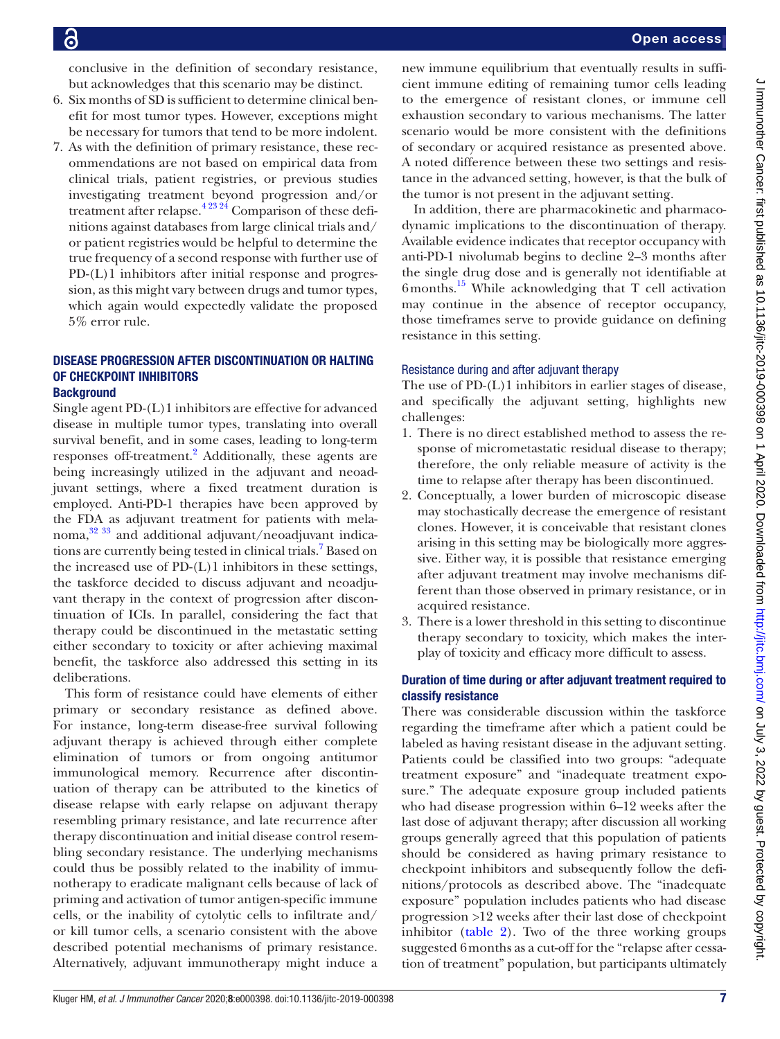conclusive in the definition of secondary resistance, but acknowledges that this scenario may be distinct.

6. Six months of SD is sufficient to determine clinical benefit for most tumor types. However, exceptions might be necessary for tumors that tend to be more indolent.
7. As with the definition of primary resistance, these recommendations are not based on empirical data from clinical trials, patient registries, or previous studies investigating treatment beyond progression and/or treatment after relapse.[4 23 24] Comparison of these definitions against databases from large clinical trials and/or patient registries would be helpful to determine the true frequency of a second response with further use of PD-(L)1 inhibitors after initial response and progression, as this might vary between drugs and tumor types, which again would expectedly validate the proposed 5% error rule.

## DISEASE PROGRESSION AFTER DISCONTINUATION OR HALTING OF CHECKPOINT INHIBITORS

### Background

Single agent PD-(L)1 inhibitors are effective for advanced disease in multiple tumor types, translating into overall survival benefit, and in some cases, leading to long-term responses off-treatment.[2] Additionally, these agents are being increasingly utilized in the adjuvant and neoadjuvant settings, where a fixed treatment duration is employed. Anti-PD-1 therapies have been approved by the FDA as adjuvant treatment for patients with melanoma,[32 33] and additional adjuvant/neoadjuvant indications are currently being tested in clinical trials.[7] Based on the increased use of PD-(L)1 inhibitors in these settings, the taskforce decided to discuss adjuvant and neoadjuvant therapy in the context of progression after discontinuation of ICIs. In parallel, considering the fact that therapy could be discontinued in the metastatic setting either secondary to toxicity or after achieving maximal benefit, the taskforce also addressed this setting in its deliberations.

This form of resistance could have elements of either primary or secondary resistance as defined above. For instance, long-term disease-free survival following adjuvant therapy is achieved through either complete elimination of tumors or from ongoing antitumor immunological memory. Recurrence after discontinuation of therapy can be attributed to the kinetics of disease relapse with early relapse on adjuvant therapy resembling primary resistance, and late recurrence after therapy discontinuation and initial disease control resembling secondary resistance. The underlying mechanisms could thus be possibly related to the inability of immunotherapy to eradicate malignant cells because of lack of priming and activation of tumor antigen-specific immune cells, or the inability of cytolytic cells to infiltrate and/or kill tumor cells, a scenario consistent with the above described potential mechanisms of primary resistance. Alternatively, adjuvant immunotherapy might induce a new immune equilibrium that eventually results in sufficient immune editing of remaining tumor cells leading to the emergence of resistant clones, or immune cell exhaustion secondary to various mechanisms. The latter scenario would be more consistent with the definitions of secondary or acquired resistance as presented above. A noted difference between these two settings and resistance in the advanced setting, however, is that the bulk of the tumor is not present in the adjuvant setting.

In addition, there are pharmacokinetic and pharmacodynamic implications to the discontinuation of therapy. Available evidence indicates that receptor occupancy with anti-PD-1 nivolumab begins to decline 2–3 months after the single drug dose and is generally not identifiable at 6 months.[15] While acknowledging that T cell activation may continue in the absence of receptor occupancy, those timeframes serve to provide guidance on defining resistance in this setting.

### Resistance during and after adjuvant therapy

The use of PD-(L)1 inhibitors in earlier stages of disease, and specifically the adjuvant setting, highlights new challenges:

1. There is no direct established method to assess the response of micrometastatic residual disease to therapy; therefore, the only reliable measure of activity is the time to relapse after therapy has been discontinued.
2. Conceptually, a lower burden of microscopic disease may stochastically decrease the emergence of resistant clones. However, it is conceivable that resistant clones arising in this setting may be biologically more aggressive. Either way, it is possible that resistance emerging after adjuvant treatment may involve mechanisms different than those observed in primary resistance, or in acquired resistance.
3. There is a lower threshold in this setting to discontinue therapy secondary to toxicity, which makes the interplay of toxicity and efficacy more difficult to assess.

### Duration of time during or after adjuvant treatment required to classify resistance

There was considerable discussion within the taskforce regarding the timeframe after which a patient could be labeled as having resistant disease in the adjuvant setting. Patients could be classified into two groups: "adequate treatment exposure" and "inadequate treatment exposure." The adequate exposure group included patients who had disease progression within 6–12 weeks after the last dose of adjuvant therapy; after discussion all working groups generally agreed that this population of patients should be considered as having primary resistance to checkpoint inhibitors and subsequently follow the definitions/protocols as described above. The "inadequate exposure" population includes patients who had disease progression >12 weeks after their last dose of checkpoint inhibitor (table 2). Two of the three working groups suggested 6 months as a cut-off for the "relapse after cessation of treatment" population, but participants ultimately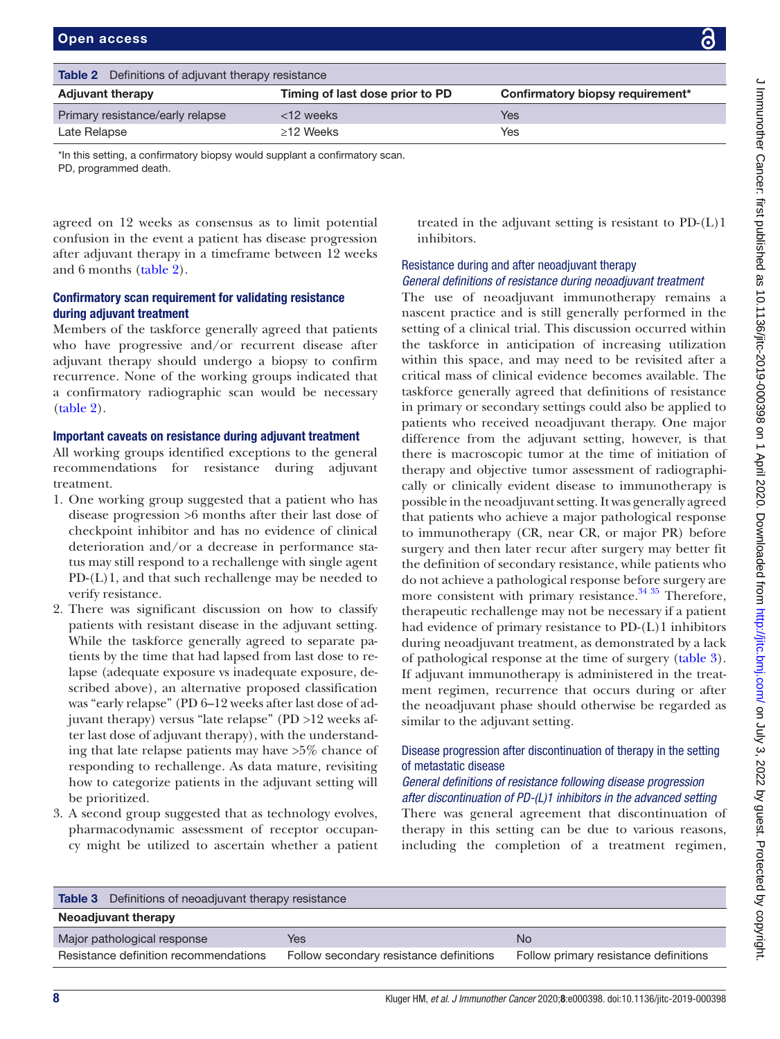**Table 2** Definitions of adjuvant therapy resistance

| Adjuvant therapy | Timing of last dose prior to PD | Confirmatory biopsy requirement* |
|---|---|---|
| Primary resistance/early relapse | <12 weeks | Yes |
| Late Relapse | ≥12 Weeks | Yes |

*In this setting, a confirmatory biopsy would supplant a confirmatory scan.
PD, programmed death.

agreed on 12 weeks as consensus as to limit potential confusion in the event a patient has disease progression after adjuvant therapy in a timeframe between 12 weeks and 6 months (table 2).

### Confirmatory scan requirement for validating resistance during adjuvant treatment

Members of the taskforce generally agreed that patients who have progressive and/or recurrent disease after adjuvant therapy should undergo a biopsy to confirm recurrence. None of the working groups indicated that a confirmatory radiographic scan would be necessary (table 2).

### Important caveats on resistance during adjuvant treatment

All working groups identified exceptions to the general recommendations for resistance during adjuvant treatment.

1. One working group suggested that a patient who has disease progression >6 months after their last dose of checkpoint inhibitor and has no evidence of clinical deterioration and/or a decrease in performance status may still respond to a rechallenge with single agent PD-(L)1, and that such rechallenge may be needed to verify resistance.
2. There was significant discussion on how to classify patients with resistant disease in the adjuvant setting. While the taskforce generally agreed to separate patients by the time that had lapsed from last dose to relapse (adequate exposure vs inadequate exposure, described above), an alternative proposed classification was "early relapse" (PD 6–12 weeks after last dose of adjuvant therapy) versus "late relapse" (PD >12 weeks after last dose of adjuvant therapy), with the understanding that late relapse patients may have >5% chance of responding to rechallenge. As data mature, revisiting how to categorize patients in the adjuvant setting will be prioritized.
3. A second group suggested that as technology evolves, pharmacodynamic assessment of receptor occupancy might be utilized to ascertain whether a patient treated in the adjuvant setting is resistant to PD-(L)1 inhibitors.

### Resistance during and after neoadjuvant therapy

#### *General definitions of resistance during neoadjuvant treatment*

The use of neoadjuvant immunotherapy remains a nascent practice and is still generally performed in the setting of a clinical trial. This discussion occurred within the taskforce in anticipation of increasing utilization within this space, and may need to be revisited after a critical mass of clinical evidence becomes available. The taskforce generally agreed that definitions of resistance in primary or secondary settings could also be applied to patients who received neoadjuvant therapy. One major difference from the adjuvant setting, however, is that there is macroscopic tumor at the time of initiation of therapy and objective tumor assessment of radiographically or clinically evident disease to immunotherapy is possible in the neoadjuvant setting. It was generally agreed that patients who achieve a major pathological response to immunotherapy (CR, near CR, or major PR) before surgery and then later recur after surgery may better fit the definition of secondary resistance, while patients who do not achieve a pathological response before surgery are more consistent with primary resistance.[34 35] Therefore, therapeutic rechallenge may not be necessary if a patient had evidence of primary resistance to PD-(L)1 inhibitors during neoadjuvant treatment, as demonstrated by a lack of pathological response at the time of surgery (table 3). If adjuvant immunotherapy is administered in the treatment regimen, recurrence that occurs during or after the neoadjuvant phase should otherwise be regarded as similar to the adjuvant setting.

### Disease progression after discontinuation of therapy in the setting of metastatic disease

#### *General definitions of resistance following disease progression after discontinuation of PD-(L)1 inhibitors in the advanced setting*

There was general agreement that discontinuation of therapy in this setting can be due to various reasons, including the completion of a treatment regimen,

**Table 3** Definitions of neoadjuvant therapy resistance

| Neoadjuvant therapy | | |
|---|---|---|
| Major pathological response | Yes | No |
| Resistance definition recommendations | Follow secondary resistance definitions | Follow primary resistance definitions |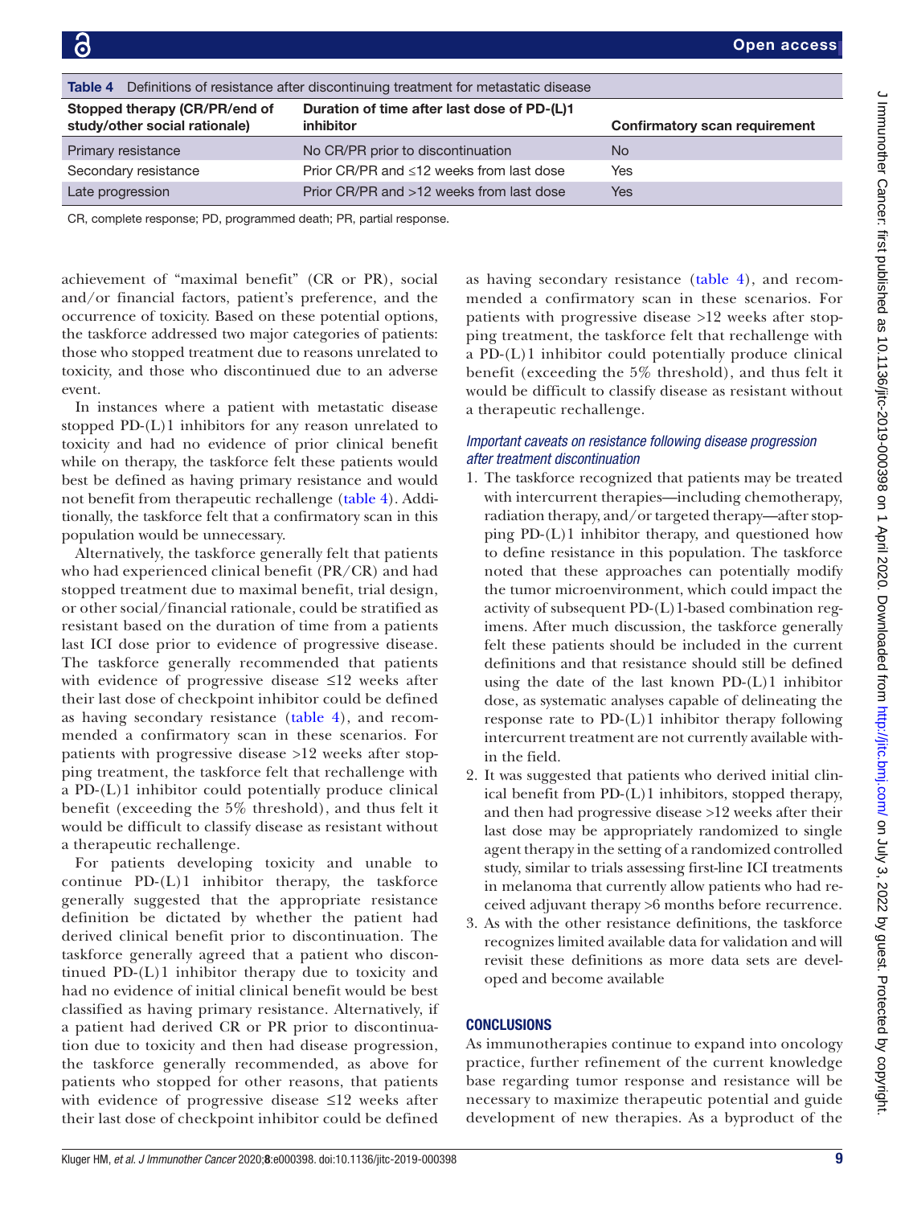Table 4 Definitions of resistance after discontinuing treatment for metastatic disease

| Stopped therapy (CR/PR/end of study/other social rationale) | Duration of time after last dose of PD-(L)1 inhibitor | Confirmatory scan requirement |
|---|---|---|
| Primary resistance | No CR/PR prior to discontinuation | No |
| Secondary resistance | Prior CR/PR and ≤12 weeks from last dose | Yes |
| Late progression | Prior CR/PR and >12 weeks from last dose | Yes |

CR, complete response; PD, programmed death; PR, partial response.

achievement of "maximal benefit" (CR or PR), social and/or financial factors, patient's preference, and the occurrence of toxicity. Based on these potential options, the taskforce addressed two major categories of patients: those who stopped treatment due to reasons unrelated to toxicity, and those who discontinued due to an adverse event.

In instances where a patient with metastatic disease stopped PD-(L)1 inhibitors for any reason unrelated to toxicity and had no evidence of prior clinical benefit while on therapy, the taskforce felt these patients would best be defined as having primary resistance and would not benefit from therapeutic rechallenge (table 4). Additionally, the taskforce felt that a confirmatory scan in this population would be unnecessary.

Alternatively, the taskforce generally felt that patients who had experienced clinical benefit (PR/CR) and had stopped treatment due to maximal benefit, trial design, or other social/financial rationale, could be stratified as resistant based on the duration of time from a patients last ICI dose prior to evidence of progressive disease. The taskforce generally recommended that patients with evidence of progressive disease ≤12 weeks after their last dose of checkpoint inhibitor could be defined as having secondary resistance (table 4), and recommended a confirmatory scan in these scenarios. For patients with progressive disease >12 weeks after stopping treatment, the taskforce felt that rechallenge with a PD-(L)1 inhibitor could potentially produce clinical benefit (exceeding the 5% threshold), and thus felt it would be difficult to classify disease as resistant without a therapeutic rechallenge.

For patients developing toxicity and unable to continue PD-(L)1 inhibitor therapy, the taskforce generally suggested that the appropriate resistance definition be dictated by whether the patient had derived clinical benefit prior to discontinuation. The taskforce generally agreed that a patient who discontinued PD-(L)1 inhibitor therapy due to toxicity and had no evidence of initial clinical benefit would be best classified as having primary resistance. Alternatively, if a patient had derived CR or PR prior to discontinuation due to toxicity and then had disease progression, the taskforce generally recommended, as above for patients who stopped for other reasons, that patients with evidence of progressive disease ≤12 weeks after their last dose of checkpoint inhibitor could be defined as having secondary resistance (table 4), and recommended a confirmatory scan in these scenarios. For patients with progressive disease >12 weeks after stopping treatment, the taskforce felt that rechallenge with a PD-(L)1 inhibitor could potentially produce clinical benefit (exceeding the 5% threshold), and thus felt it would be difficult to classify disease as resistant without a therapeutic rechallenge.

### *Important caveats on resistance following disease progression after treatment discontinuation*

1. The taskforce recognized that patients may be treated with intercurrent therapies—including chemotherapy, radiation therapy, and/or targeted therapy—after stopping PD-(L)1 inhibitor therapy, and questioned how to define resistance in this population. The taskforce noted that these approaches can potentially modify the tumor microenvironment, which could impact the activity of subsequent PD-(L)1-based combination regimens. After much discussion, the taskforce generally felt these patients should be included in the current definitions and that resistance should still be defined using the date of the last known PD-(L)1 inhibitor dose, as systematic analyses capable of delineating the response rate to PD-(L)1 inhibitor therapy following intercurrent treatment are not currently available within the field.
2. It was suggested that patients who derived initial clinical benefit from PD-(L)1 inhibitors, stopped therapy, and then had progressive disease >12 weeks after their last dose may be appropriately randomized to single agent therapy in the setting of a randomized controlled study, similar to trials assessing first-line ICI treatments in melanoma that currently allow patients who had received adjuvant therapy >6 months before recurrence.
3. As with the other resistance definitions, the taskforce recognizes limited available data for validation and will revisit these definitions as more data sets are developed and become available

## CONCLUSIONS

As immunotherapies continue to expand into oncology practice, further refinement of the current knowledge base regarding tumor response and resistance will be necessary to maximize therapeutic potential and guide development of new therapies. As a byproduct of the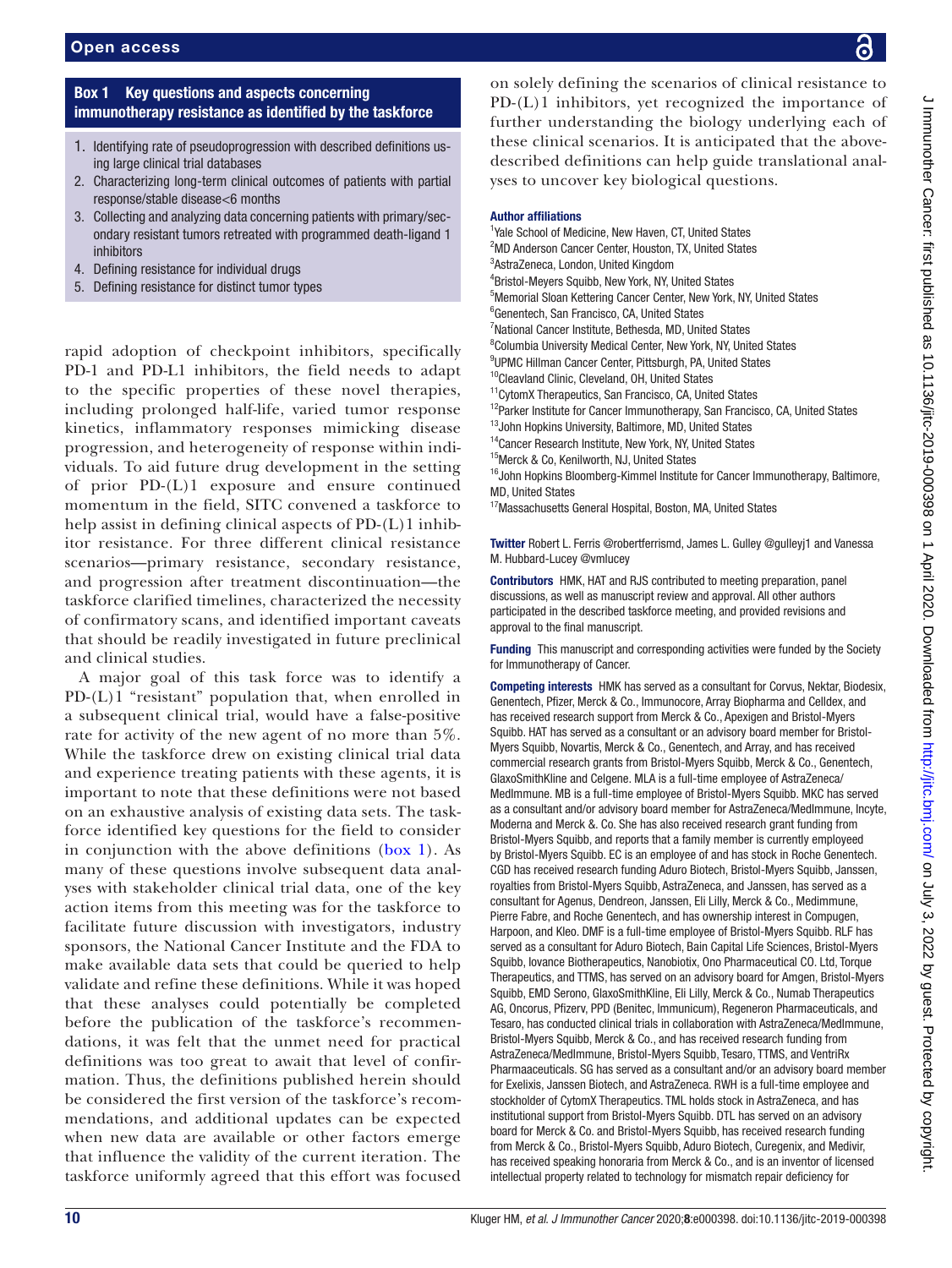### Box 1 Key questions and aspects concerning immunotherapy resistance as identified by the taskforce

1. Identifying rate of pseudoprogression with described definitions using large clinical trial databases
2. Characterizing long-term clinical outcomes of patients with partial response/stable disease<6 months
3. Collecting and analyzing data concerning patients with primary/secondary resistant tumors retreated with programmed death-ligand 1 inhibitors
4. Defining resistance for individual drugs
5. Defining resistance for distinct tumor types

rapid adoption of checkpoint inhibitors, specifically PD-1 and PD-L1 inhibitors, the field needs to adapt to the specific properties of these novel therapies, including prolonged half-life, varied tumor response kinetics, inflammatory responses mimicking disease progression, and heterogeneity of response within individuals. To aid future drug development in the setting of prior PD-(L)1 exposure and ensure continued momentum in the field, SITC convened a taskforce to help assist in defining clinical aspects of PD-(L)1 inhibitor resistance. For three different clinical resistance scenarios—primary resistance, secondary resistance, and progression after treatment discontinuation—the taskforce clarified timelines, characterized the necessity of confirmatory scans, and identified important caveats that should be readily investigated in future preclinical and clinical studies.

A major goal of this task force was to identify a PD-(L)1 "resistant" population that, when enrolled in a subsequent clinical trial, would have a false-positive rate for activity of the new agent of no more than 5%. While the taskforce drew on existing clinical trial data and experience treating patients with these agents, it is important to note that these definitions were not based on an exhaustive analysis of existing data sets. The taskforce identified key questions for the field to consider in conjunction with the above definitions (box 1). As many of these questions involve subsequent data analyses with stakeholder clinical trial data, one of the key action items from this meeting was for the taskforce to facilitate future discussion with investigators, industry sponsors, the National Cancer Institute and the FDA to make available data sets that could be queried to help validate and refine these definitions. While it was hoped that these analyses could potentially be completed before the publication of the taskforce's recommendations, it was felt that the unmet need for practical definitions was too great to await that level of confirmation. Thus, the definitions published herein should be considered the first version of the taskforce's recommendations, and additional updates can be expected when new data are available or other factors emerge that influence the validity of the current iteration. The taskforce uniformly agreed that this effort was focused on solely defining the scenarios of clinical resistance to PD-(L)1 inhibitors, yet recognized the importance of further understanding the biology underlying each of these clinical scenarios. It is anticipated that the above-described definitions can help guide translational analyses to uncover key biological questions.

**Author affiliations**

[1]Yale School of Medicine, New Haven, CT, United States
[2]MD Anderson Cancer Center, Houston, TX, United States
[3]AstraZeneca, London, United Kingdom
[4]Bristol-Meyers Squibb, New York, NY, United States
[5]Memorial Sloan Kettering Cancer Center, New York, NY, United States
[6]Genentech, San Francisco, CA, United States
[7]National Cancer Institute, Bethesda, MD, United States
[8]Columbia University Medical Center, New York, NY, United States
[9]UPMC Hillman Cancer Center, Pittsburgh, PA, United States
[10]Cleavland Clinic, Cleveland, OH, United States
[11]CytomX Therapeutics, San Francisco, CA, United States
[12]Parker Institute for Cancer Immunotherapy, San Francisco, CA, United States
[13]John Hopkins University, Baltimore, MD, United States
[14]Cancer Research Institute, New York, NY, United States
[15]Merck & Co, Kenilworth, NJ, United States
[16]John Hopkins Bloomberg-Kimmel Institute for Cancer Immunotherapy, Baltimore, MD, United States
[17]Massachusetts General Hospital, Boston, MA, United States

**Twitter** Robert L. Ferris @robertferrismd, James L. Gulley @gulleyj1 and Vanessa M. Hubbard-Lucey @vmlucey

**Contributors** HMK, HAT and RJS contributed to meeting preparation, panel discussions, as well as manuscript review and approval. All other authors participated in the described taskforce meeting, and provided revisions and approval to the final manuscript.

**Funding** This manuscript and corresponding activities were funded by the Society for Immunotherapy of Cancer.

**Competing interests** HMK has served as a consultant for Corvus, Nektar, Biodesix, Genentech, Pfizer, Merck & Co., Immunocore, Array Biopharma and Celldex, and has received research support from Merck & Co., Apexigen and Bristol-Myers Squibb. HAT has served as a consultant or an advisory board member for Bristol-Myers Squibb, Novartis, Merck & Co., Genentech, and Array, and has received commercial research grants from Bristol-Myers Squibb, Merck & Co., Genentech, GlaxoSmithKline and Celgene. MLA is a full-time employee of AstraZeneca/MedImmune. MB is a full-time employee of Bristol-Myers Squibb. MKC has served as a consultant and/or advisory board member for AstraZeneca/MedImmune, Incyte, Moderna and Merck & Co. She has also received research grant funding from Bristol-Myers Squibb, and reports that a family member is currently employeed by Bristol-Myers Squibb. EC is an employee of and has stock in Roche Genentech. CGD has received research funding Aduro Biotech, Bristol-Myers Squibb, Janssen, royalties from Bristol-Myers Squibb, AstraZeneca, and Janssen, has served as a consultant for Agenus, Dendreon, Janssen, Eli Lilly, Merck & Co., Medimmune, Pierre Fabre, and Roche Genentech, and has ownership interest in Compugen, Harpoon, and Kleo. DMF is a full-time employee of Bristol-Myers Squibb. RLF has served as a consultant for Aduro Biotech, Bain Capital Life Sciences, Bristol-Myers Squibb, Iovance Biotherapeutics, Nanobiotix, Ono Pharmaceutical CO. Ltd, Torque Therapeutics, and TTMS, has served on an advisory board for Amgen, Bristol-Myers Squibb, EMD Serono, GlaxoSmithKline, Eli Lilly, Merck & Co., Numab Therapeutics AG, Oncorus, Pfizerv, PPD (Benitec, Immunicum), Regeneron Pharmaceuticals, and Tesaro, has conducted clinical trials in collaboration with AstraZeneca/MedImmune, Bristol-Myers Squibb, Merck & Co., and has received research funding from AstraZeneca/MedImmune, Bristol-Myers Squibb, Tesaro, TTMS, and VentriRx Pharmaaceuticals. SG has served as a consultant and/or an advisory board member for Exelixis, Janssen Biotech, and AstraZeneca. RWH is a full-time employee and stockholder of CytomX Therapeutics. TML holds stock in AstraZeneca, and has institutional support from Bristol-Myers Squibb. DTL has served on an advisory board for Merck & Co. and Bristol-Myers Squibb, has received research funding from Merck & Co., Bristol-Myers Squibb, Aduro Biotech, Curegenix, and Medivir, has received speaking honoraria from Merck & Co., and is an inventor of licensed intellectual property related to technology for mismatch repair deficiency for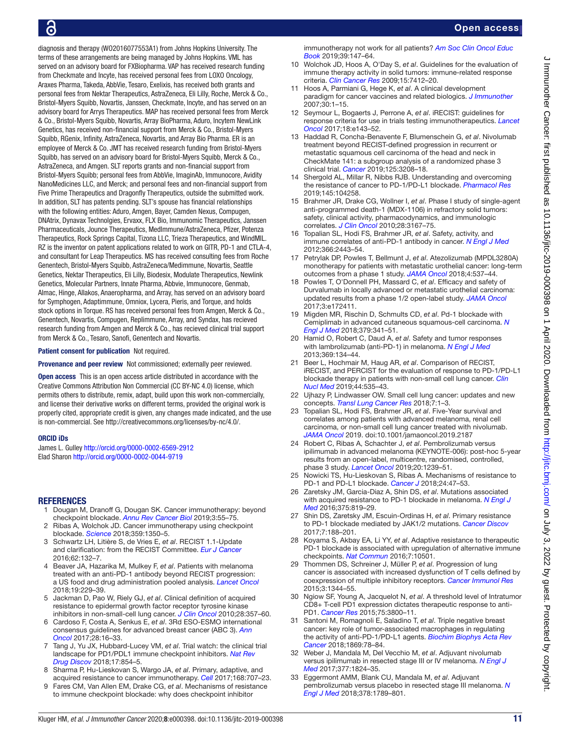diagnosis and therapy (WO2016077553A1) from Johns Hopkins University. The terms of these arrangements are being managed by Johns Hopkins. VML has served on an advisory board for FXBiopharma. VAP has received research funding from Checkmate and Incyte, has received personal fees from LOXO Oncology, Araxes Pharma, Takeda, AbbVie, Tesaro, Exelixis, has received both grants and personal fees from Nektar Therapeutics, AstraZeneca, Eli Lilly, Roche, Merck & Co., Bristol-Myers Squibb, Novartis, Janssen, Checkmate, Incyte, and has served on an advisory board for Arrys Therapeutics. MAP has received personal fees from Merck & Co., Bristol-Myers Squibb, Novartis, Array BioPharma, Aduro, Incytem NewLink Genetics, has received non-financial support from Merck & Co., Bristol-Myers Squibb, RGenix, Infinity, AstraZeneca, Novartis, and Array Bio Pharma. ER is an employee of Merck & Co. JMT has received research funding from Bristol-Myers Squibb, has served on an advisory board for Bristol-Myers Squibb, Merck & Co., AstraZeneca, and Amgen. SLT reports grants and non-financial support from Bristol-Myers Squibb; personal fees from AbbVie, ImaginAb, Immunocore, Avidity NanoMedicines LLC, and Merck; and personal fees and non-financial support from Five Prime Therapeutics and Dragonfly Therapeutics, outside the submitted work. In addition, SLT has patents pending. SLT's spouse has financial relationships with the following entities: Aduro, Amgen, Bayer, Camden Nexus, Compugen, DNAtrix, Dynavax Technolgies, Ervaxx, FLX Bio, Immunomic Therapeutics, Janssen Pharmaceuticals, Jounce Therapeutics, MedImmune/AstraZeneca, Pfizer, Potenza Therapeutics, Rock Springs Capital, Tizona LLC, Trieza Therapeutics, and WindMIL. RZ is the inventor on patent applications related to work on GITR, PD-1 and CTLA-4, and consultant for Leap Therapeutics. MS has received consulting fees from Roche Genentech, Bristol-Myers Squibb, AstraZeneca/Medimmune, Novartis, Seattle Genetics, Nektar Therapeutics, Eli Lilly, Biodesix, Modulate Therapeutics, Newlink Genetics, Molecular Partners, Innate Pharma, Abbvie, Immunocore, Genmab, Almac, Hinge, Allakos, Anaeropharma, and Array, has served on an advisory board for Symphogen, Adaptimmune, Omniox, Lycera, Pieris, and Torque, and holds stock options in Torque. RS has received personal fees from Amgen, Merck & Co., Genentech, Novartis, Compugen, Replimmune, Array, and Syndax, has recieved research funding from Amgen and Merck & Co., has recieved clinical trial support from Merck & Co., Tesaro, Sanofi, Genentech and Novartis.

**Patient consent for publication** Not required.

**Provenance and peer review** Not commissioned; externally peer reviewed.

**Open access** This is an open access article distributed in accordance with the Creative Commons Attribution Non Commercial (CC BY-NC 4.0) license, which permits others to distribute, remix, adapt, build upon this work non-commercially, and license their derivative works on different terms, provided the original work is properly cited, appropriate credit is given, any changes made indicated, and the use is non-commercial. See http://creativecommons.org/licenses/by-nc/4.0/.

**ORCID iDs**

James L. Gulley http://orcid.org/0000-0002-6569-2912
Elad Sharon http://orcid.org/0000-0002-0044-9719

## REFERENCES

1. Dougan M, Dranoff G, Dougan SK. Cancer immunotherapy: beyond checkpoint blockade. *Annu Rev Cancer Biol* 2019;3:55–75.
2. Ribas A, Wolchok JD. Cancer immunotherapy using checkpoint blockade. *Science* 2018;359:1350–5.
3. Schwartz LH, Litière S, de Vries E, *et al*. RECIST 1.1-Update and clarification: from the RECIST Committee. *Eur J Cancer* 2016;62:132–7.
4. Beaver JA, Hazarika M, Mulkey F, *et al*. Patients with melanoma treated with an anti-PD-1 antibody beyond RECIST progression: a US food and drug administration pooled analysis. *Lancet Oncol* 2018;19:229–39.
5. Jackman D, Pao W, Riely GJ, *et al*. Clinical definition of acquired resistance to epidermal growth factor receptor tyrosine kinase inhibitors in non-small-cell lung cancer. *J Clin Oncol* 2010;28:357–60.
6. Cardoso F, Costa A, Senkus E, *et al*. 3Rd ESO-ESMO international consensus guidelines for advanced breast cancer (ABC 3). *Ann Oncol* 2017;28:16–33.
7. Tang J, Yu JX, Hubbard-Lucey VM, *et al*. Trial watch: the clinical trial landscape for PD1/PDL1 immune checkpoint inhibitors. *Nat Rev Drug Discov* 2018;17:854–5.
8. Sharma P, Hu-Lieskovan S, Wargo JA, *et al*. Primary, adaptive, and acquired resistance to cancer immunotherapy. *Cell* 2017;168:707–23.
9. Fares CM, Van Allen EM, Drake CG, *et al*. Mechanisms of resistance to immune checkpoint blockade: why does checkpoint inhibitor immunotherapy not work for all patients? *Am Soc Clin Oncol Educ Book* 2019;39:147–64.
10. Wolchok JD, Hoos A, O'Day S, *et al*. Guidelines for the evaluation of immune therapy activity in solid tumors: immune-related response criteria. *Clin Cancer Res* 2009;15:7412–20.
11. Hoos A, Parmiani G, Hege K, *et al*. A clinical development paradigm for cancer vaccines and related biologics. *J Immunother* 2007;30:1–15.
12. Seymour L, Bogaerts J, Perrone A, *et al*. iRECIST: guidelines for response criteria for use in trials testing immunotherapeutics. *Lancet Oncol* 2017;18:e143–52.
13. Haddad R, Concha-Benavente F, Blumenschein G, *et al*. Nivolumab treatment beyond RECIST-defined progression in recurrent or metastatic squamous cell carcinoma of the head and neck in CheckMate 141: a subgroup analysis of a randomized phase 3 clinical trial. *Cancer* 2019;125:3208–18.
14. Shergold AL, Millar R, Nibbs RJB. Understanding and overcoming the resistance of cancer to PD-1/PD-L1 blockade. *Pharmacol Res* 2019;145:104258.
15. Brahmer JR, Drake CG, Wollner I, *et al*. Phase I study of single-agent anti-programmed death-1 (MDX-1106) in refractory solid tumors: safety, clinical activity, pharmacodynamics, and immunologic correlates. *J Clin Oncol* 2010;28:3167–75.
16. Topalian SL, Hodi FS, Brahmer JR, *et al*. Safety, activity, and immune correlates of anti-PD-1 antibody in cancer. *N Engl J Med* 2012;366:2443–54.
17. Petrylak DP, Powles T, Bellmunt J, *et al*. Atezolizumab (MPDL3280A) monotherapy for patients with metastatic urothelial cancer: long-term outcomes from a phase 1 study. *JAMA Oncol* 2018;4:537–44.
18. Powles T, O'Donnell PH, Massard C, *et al*. Efficacy and safety of Durvalumab in locally advanced or metastatic urothelial carcinoma: updated results from a phase 1/2 open-label study. *JAMA Oncol* 2017;3:e172411.
19. Migden MR, Rischin D, Schmults CD, *et al*. Pd-1 blockade with Cemiplimab in advanced cutaneous squamous-cell carcinoma. *N Engl J Med* 2018;379:341–51.
20. Hamid O, Robert C, Daud A, *et al*. Safety and tumor responses with lambrolizumab (anti-PD-1) in melanoma. *N Engl J Med* 2013;369:134–44.
21. Beer L, Hochmair M, Haug AR, *et al*. Comparison of RECIST, iRECIST, and PERCIST for the evaluation of response to PD-1/PD-L1 blockade therapy in patients with non-small cell lung cancer. *Clin Nucl Med* 2019;44:535–43.
22. Ujhazy P, Lindwasser OW. Small cell lung cancer: updates and new concepts. *Transl Lung Cancer Res* 2018;7:1–3.
23. Topalian SL, Hodi FS, Brahmer JR, *et al*. Five-Year survival and correlates among patients with advanced melanoma, renal cell carcinoma, or non-small cell lung cancer treated with nivolumab. *JAMA Oncol* 2019. doi:10.1001/jamaoncol.2019.2187
24. Robert C, Ribas A, Schachter J, *et al*. Pembrolizumab versus ipilimumab in advanced melanoma (KEYNOTE-006): post-hoc 5-year results from an open-label, multicentre, randomised, controlled, phase 3 study. *Lancet Oncol* 2019;20:1239–51.
25. Nowicki TS, Hu-Lieskovan S, Ribas A. Mechanisms of resistance to PD-1 and PD-L1 blockade. *Cancer J* 2018;24:47–53.
26. Zaretsky JM, Garcia-Diaz A, Shin DS, *et al*. Mutations associated with acquired resistance to PD-1 blockade in melanoma. *N Engl J Med* 2016;375:819–29.
27. Shin DS, Zaretsky JM, Escuin-Ordinas H, *et al*. Primary resistance to PD-1 blockade mediated by JAK1/2 mutations. *Cancer Discov* 2017;7:188–201.
28. Koyama S, Akbay EA, Li YY, *et al*. Adaptive resistance to therapeutic PD-1 blockade is associated with upregulation of alternative immune checkpoints. *Nat Commun* 2016;7:10501.
29. Thommen DS, Schreiner J, Müller P, *et al*. Progression of lung cancer is associated with increased dysfunction of T cells defined by coexpression of multiple inhibitory receptors. *Cancer Immunol Res* 2015;3:1344–55.
30. Ngiow SF, Young A, Jacquelot N, *et al*. A threshold level of Intratumor CD8+ T-cell PD1 expression dictates therapeutic response to anti-PD1. *Cancer Res* 2015;75:3800–11.
31. Santoni M, Romagnoli E, Saladino T, *et al*. Triple negative breast cancer: key role of tumor-associated macrophages in regulating the activity of anti-PD-1/PD-L1 agents. *Biochim Biophys Acta Rev Cancer* 2018;1869:78–84.
32. Weber J, Mandala M, Del Vecchio M, *et al*. Adjuvant nivolumab versus ipilimumab in resected stage III or IV melanoma. *N Engl J Med* 2017;377:1824–35.
33. Eggermont AMM, Blank CU, Mandala M, *et al*. Adjuvant pembrolizumab versus placebo in resected stage III melanoma. *N Engl J Med* 2018;378:1789–801.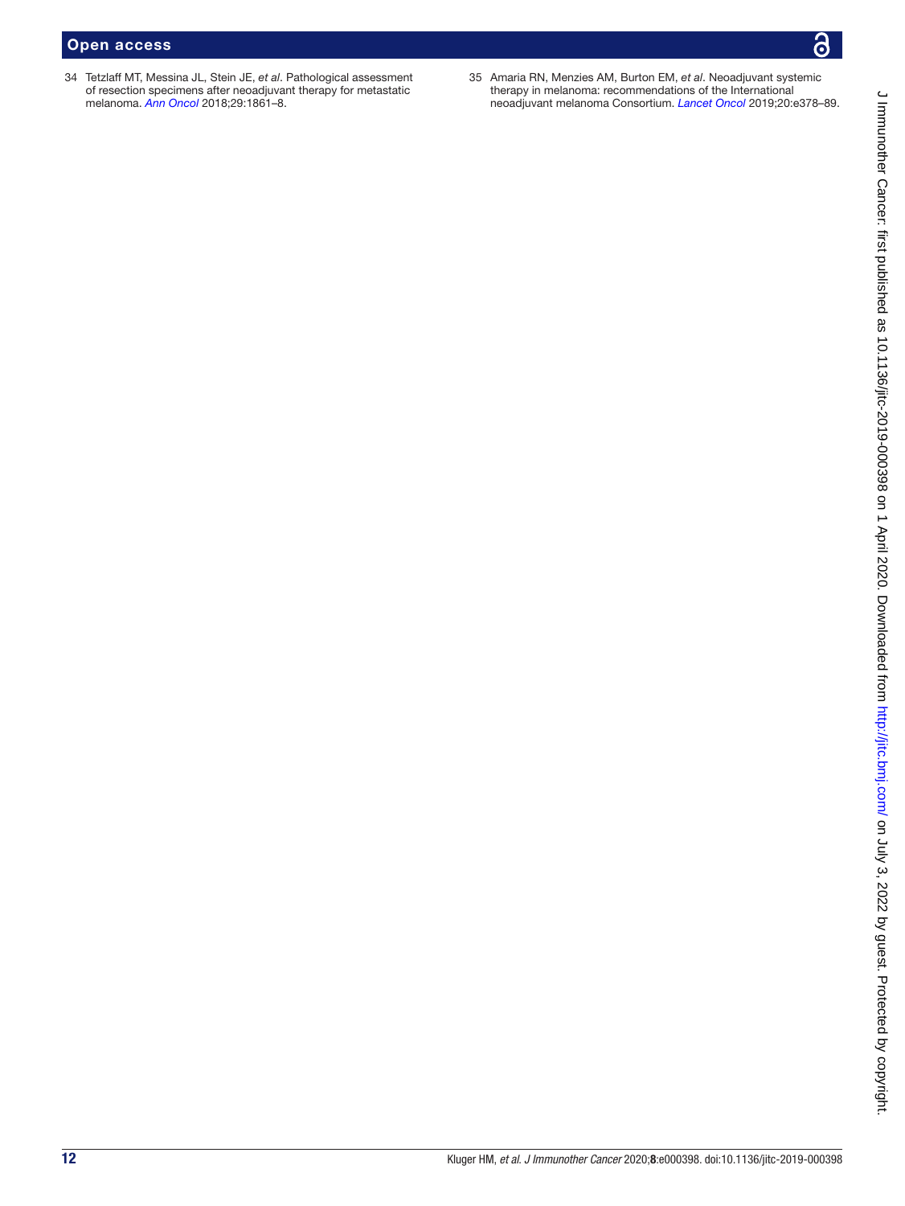34 Tetzlaff MT, Messina JL, Stein JE, *et al*. Pathological assessment of resection specimens after neoadjuvant therapy for metastatic melanoma. *Ann Oncol* 2018;29:1861–8.

35 Amaria RN, Menzies AM, Burton EM, *et al*. Neoadjuvant systemic therapy in melanoma: recommendations of the International neoadjuvant melanoma Consortium. *Lancet Oncol* 2019;20:e378–89.